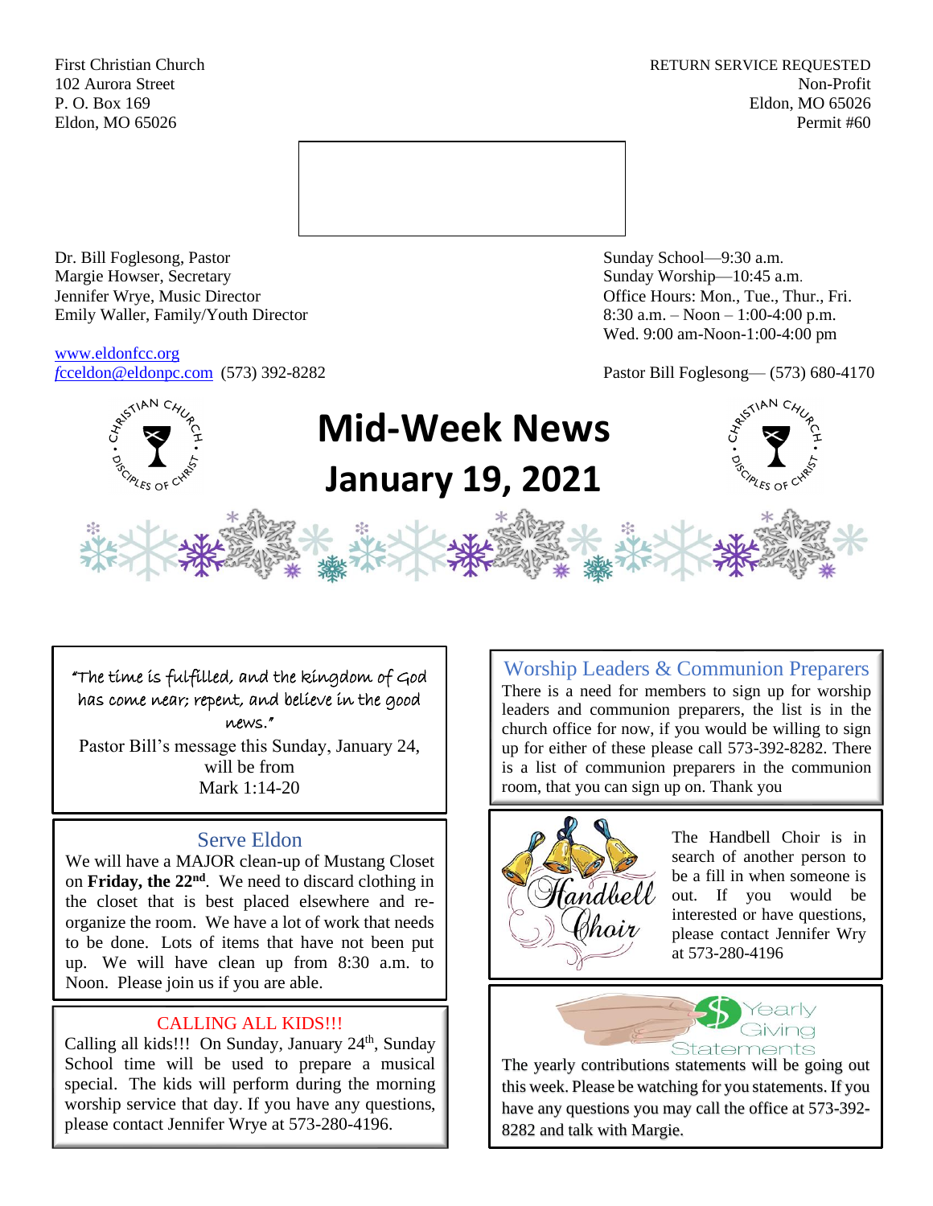First Christian Church
102 Aurora Street
P. O. Box 169
Eldon, MO 65026

RETURN SERVICE REQUESTED
Non-Profit
Eldon, MO 65026
Permit #60

Dr. Bill Foglesong, Pastor
Margie Howser, Secretary
Jennifer Wrye, Music Director
Emily Waller, Family/Youth Director

www.eldonfcc.org
fcceldon@eldonpc.com (573) 392-8282

Sunday School—9:30 a.m.
Sunday Worship—10:45 a.m.
Office Hours: Mon., Tue., Thur., Fri.
8:30 a.m. – Noon – 1:00-4:00 p.m.
Wed. 9:00 am-Noon-1:00-4:00 pm

Pastor Bill Foglesong— (573) 680-4170

# Mid-Week News
# January 19, 2021

"The time is fulfilled, and the kingdom of God has come near; repent, and believe in the good news."

Pastor Bill's message this Sunday, January 24, will be from Mark 1:14-20

## Serve Eldon

We will have a MAJOR clean-up of Mustang Closet on **Friday, the 22nd**. We need to discard clothing in the closet that is best placed elsewhere and re-organize the room. We have a lot of work that needs to be done. Lots of items that have not been put up. We will have clean up from 8:30 a.m. to Noon. Please join us if you are able.

## CALLING ALL KIDS!!!

Calling all kids!!! On Sunday, January 24th, Sunday School time will be used to prepare a musical special. The kids will perform during the morning worship service that day. If you have any questions, please contact Jennifer Wrye at 573-280-4196.

## Worship Leaders & Communion Preparers

There is a need for members to sign up for worship leaders and communion preparers, the list is in the church office for now, if you would be willing to sign up for either of these please call 573-392-8282. There is a list of communion preparers in the communion room, that you can sign up on. Thank you

## Handbell Choir

The Handbell Choir is in search of another person to be a fill in when someone is out. If you would be interested or have questions, please contact Jennifer Wry at 573-280-4196

## Yearly Giving Statements

The yearly contributions statements will be going out this week. Please be watching for you statements. If you have any questions you may call the office at 573-392-8282 and talk with Margie.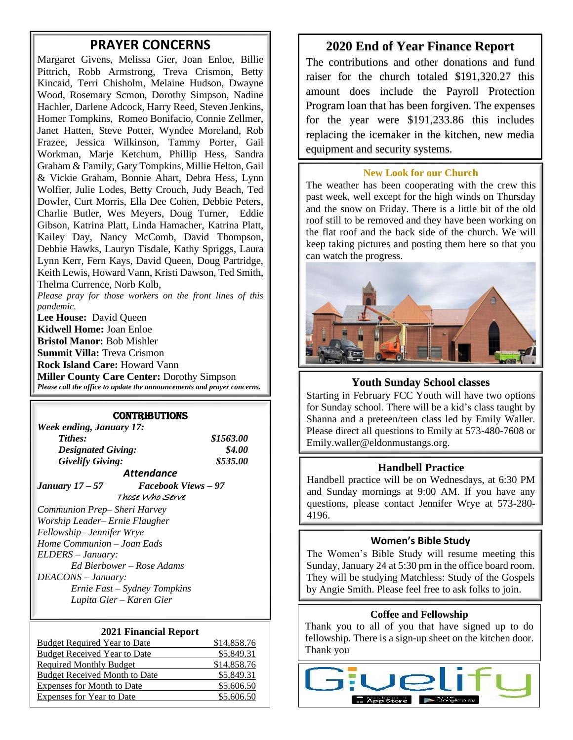## PRAYER CONCERNS

Margaret Givens, Melissa Gier, Joan Enloe, Billie Pittrich, Robb Armstrong, Treva Crismon, Betty Kincaid, Terri Chisholm, Melaine Hudson, Dwayne Wood, Rosemary Scmon, Dorothy Simpson, Nadine Hachler, Darlene Adcock, Harry Reed, Steven Jenkins, Homer Tompkins, Romeo Bonifacio, Connie Zellmer, Janet Hatten, Steve Potter, Wyndee Moreland, Rob Frazee, Jessica Wilkinson, Tammy Porter, Gail Workman, Marje Ketchum, Phillip Hess, Sandra Graham & Family, Gary Tompkins, Millie Helton, Gail & Vickie Graham, Bonnie Ahart, Debra Hess, Lynn Wolfier, Julie Lodes, Betty Crouch, Judy Beach, Ted Dowler, Curt Morris, Ella Dee Cohen, Debbie Peters, Charlie Butler, Wes Meyers, Doug Turner, Eddie Gibson, Katrina Platt, Linda Hamacher, Katrina Platt, Kailey Day, Nancy McComb, David Thompson, Debbie Hawks, Lauryn Tisdale, Kathy Spriggs, Laura Lynn Kerr, Fern Kays, David Queen, Doug Partridge, Keith Lewis, Howard Vann, Kristi Dawson, Ted Smith, Thelma Currence, Norb Kolb,

*Please pray for those workers on the front lines of this pandemic.*

**Lee House:** David Queen
**Kidwell Home:** Joan Enloe
**Bristol Manor:** Bob Mishler
**Summit Villa:** Treva Crismon
**Rock Island Care:** Howard Vann
**Miller County Care Center:** Dorothy Simpson

***Please call the office to update the announcements and prayer concerns.***

### CONTRIBUTIONS

***Week ending, January 17:***

| | |
|---|---|
| ***Tithes:*** | ***$1563.00*** |
| ***Designated Giving:*** | ***$4.00*** |
| ***Givelify Giving:*** | ***$535.00*** |

### *Attendance*

***January 17 – 57*** ***Facebook Views – 97***

*Those Who Serve*

*Communion Prep– Sheri Harvey*
*Worship Leader– Ernie Flaugher*
*Fellowship– Jennifer Wrye*
*Home Communion – Joan Eads*
*ELDERS – January:*
*Ed Bierbower – Rose Adams*
*DEACONS – January:*
*Ernie Fast – Sydney Tompkins*
*Lupita Gier – Karen Gier*

### 2021 Financial Report

| | |
|---|---|
| Budget Required Year to Date | $14,858.76 |
| Budget Received Year to Date | $5,849.31 |
| Required Monthly Budget | $14,858.76 |
| Budget Received Month to Date | $5,849.31 |
| Expenses for Month to Date | $5,606.50 |
| Expenses for Year to Date | $5,606.50 |

## 2020 End of Year Finance Report

The contributions and other donations and fund raiser for the church totaled $191,320.27 this amount does include the Payroll Protection Program loan that has been forgiven. The expenses for the year were $191,233.86 this includes replacing the icemaker in the kitchen, new media equipment and security systems.

### New Look for our Church

The weather has been cooperating with the crew this past week, well except for the high winds on Thursday and the snow on Friday. There is a little bit of the old roof still to be removed and they have been working on the flat roof and the back side of the church. We will keep taking pictures and posting them here so that you can watch the progress.

### Youth Sunday School classes

Starting in February FCC Youth will have two options for Sunday school. There will be a kid's class taught by Shanna and a preteen/teen class led by Emily Waller. Please direct all questions to Emily at 573-480-7608 or Emily.waller@eldonmustangs.org.

### Handbell Practice

Handbell practice will be on Wednesdays, at 6:30 PM and Sunday mornings at 9:00 AM. If you have any questions, please contact Jennifer Wrye at 573-280-4196.

### Women's Bible Study

The Women's Bible Study will resume meeting this Sunday, January 24 at 5:30 pm in the office board room. They will be studying Matchless: Study of the Gospels by Angie Smith. Please feel free to ask folks to join.

### Coffee and Fellowship

Thank you to all of you that have signed up to do fellowship. There is a sign-up sheet on the kitchen door. Thank you

Givelify